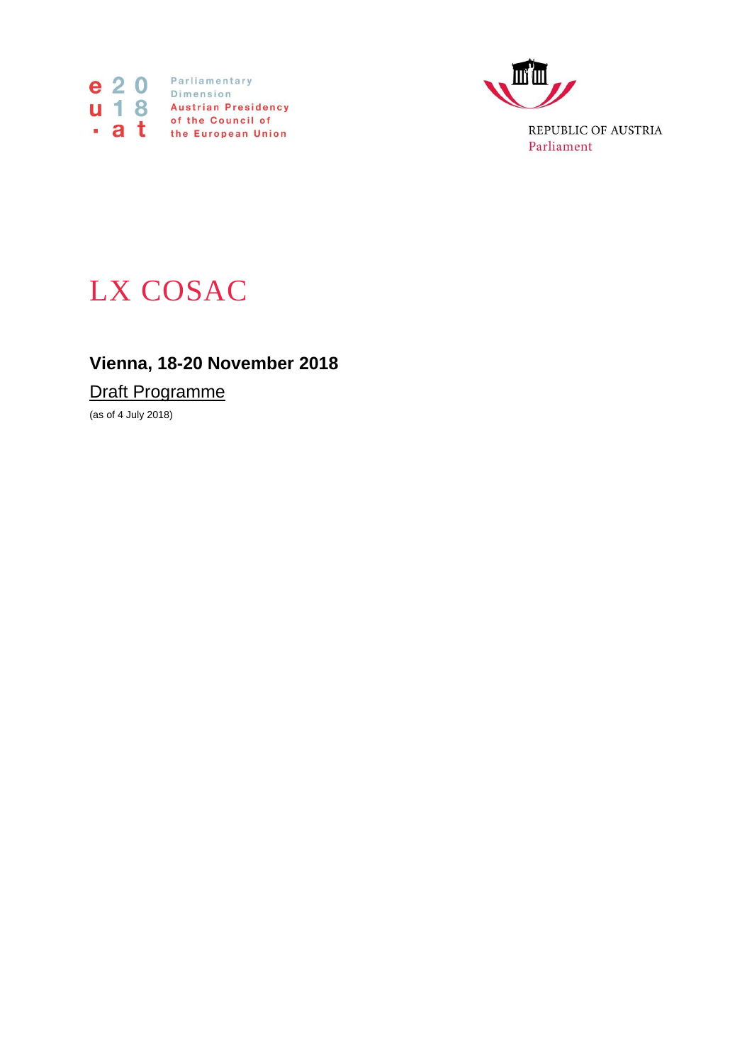e 2 0
u 1 8
· a t

Parliamentary Dimension Austrian Presidency of the Council of the European Union

REPUBLIC OF AUSTRIA
Parliament

# LX COSAC

## Vienna, 18-20 November 2018

Draft Programme

(as of 4 July 2018)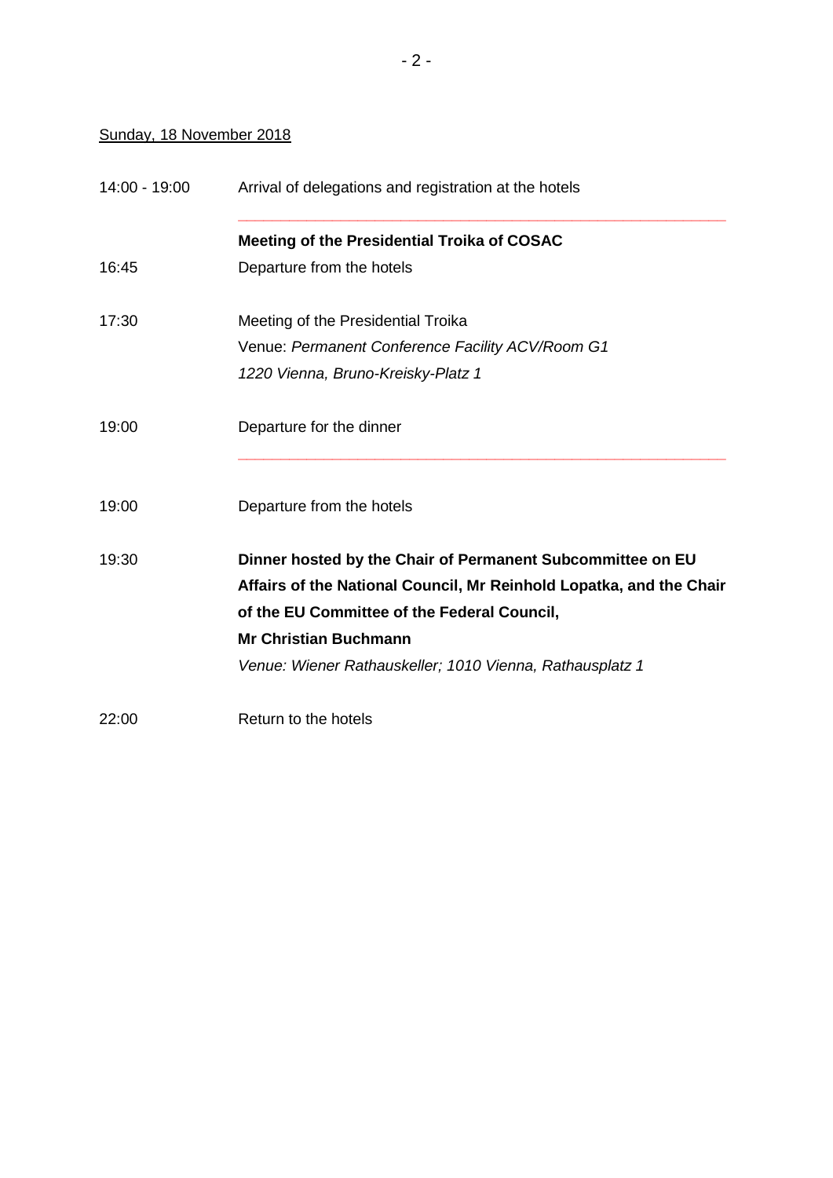Sunday, 18 November 2018

| | |
|---|---|
| 14:00 - 19:00 | Arrival of delegations and registration at the hotels |
| | **Meeting of the Presidential Troika of COSAC** |
| 16:45 | Departure from the hotels |
| 17:30 | Meeting of the Presidential Troika<br>Venue: *Permanent Conference Facility ACV/Room G1*<br>*1220 Vienna, Bruno-Kreisky-Platz 1* |
| 19:00 | Departure for the dinner |
| 19:00 | Departure from the hotels |
| 19:30 | **Dinner hosted by the Chair of Permanent Subcommittee on EU Affairs of the National Council, Mr Reinhold Lopatka, and the Chair of the EU Committee of the Federal Council, Mr Christian Buchmann**<br>*Venue: Wiener Rathauskeller; 1010 Vienna, Rathausplatz 1* |
| 22:00 | Return to the hotels |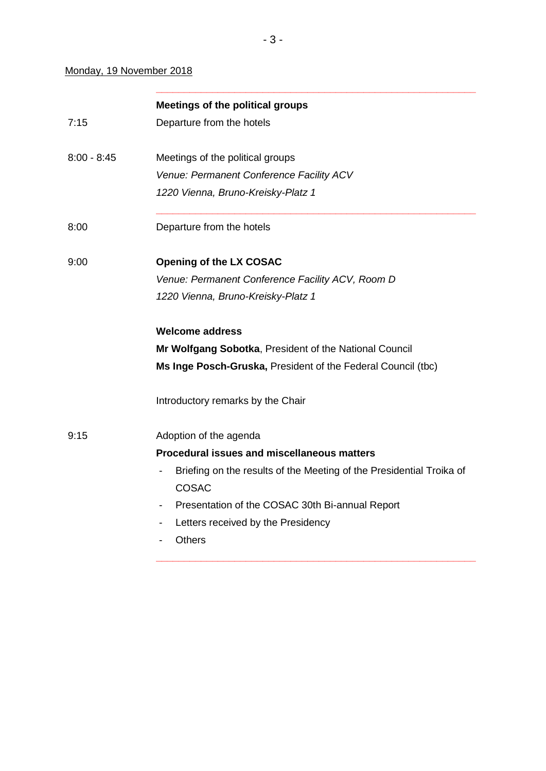<u>Monday, 19 November 2018</u>

---

| | |
|---|---|
| | **Meetings of the political groups** |
| 7:15 | Departure from the hotels |
| 8:00 - 8:45 | Meetings of the political groups<br>*Venue: Permanent Conference Facility ACV*<br>*1220 Vienna, Bruno-Kreisky-Platz 1* |

---

| | |
|---|---|
| 8:00 | Departure from the hotels |
| 9:00 | **Opening of the LX COSAC**<br>*Venue: Permanent Conference Facility ACV, Room D*<br>*1220 Vienna, Bruno-Kreisky-Platz 1* |
| | **Welcome address**<br>**Mr Wolfgang Sobotka**, President of the National Council<br>**Ms Inge Posch-Gruska,** President of the Federal Council (tbc) |
| | Introductory remarks by the Chair |
| 9:15 | Adoption of the agenda<br>**Procedural issues and miscellaneous matters**<br>- Briefing on the results of the Meeting of the Presidential Troika of COSAC<br>- Presentation of the COSAC 30th Bi-annual Report<br>- Letters received by the Presidency<br>- Others |

---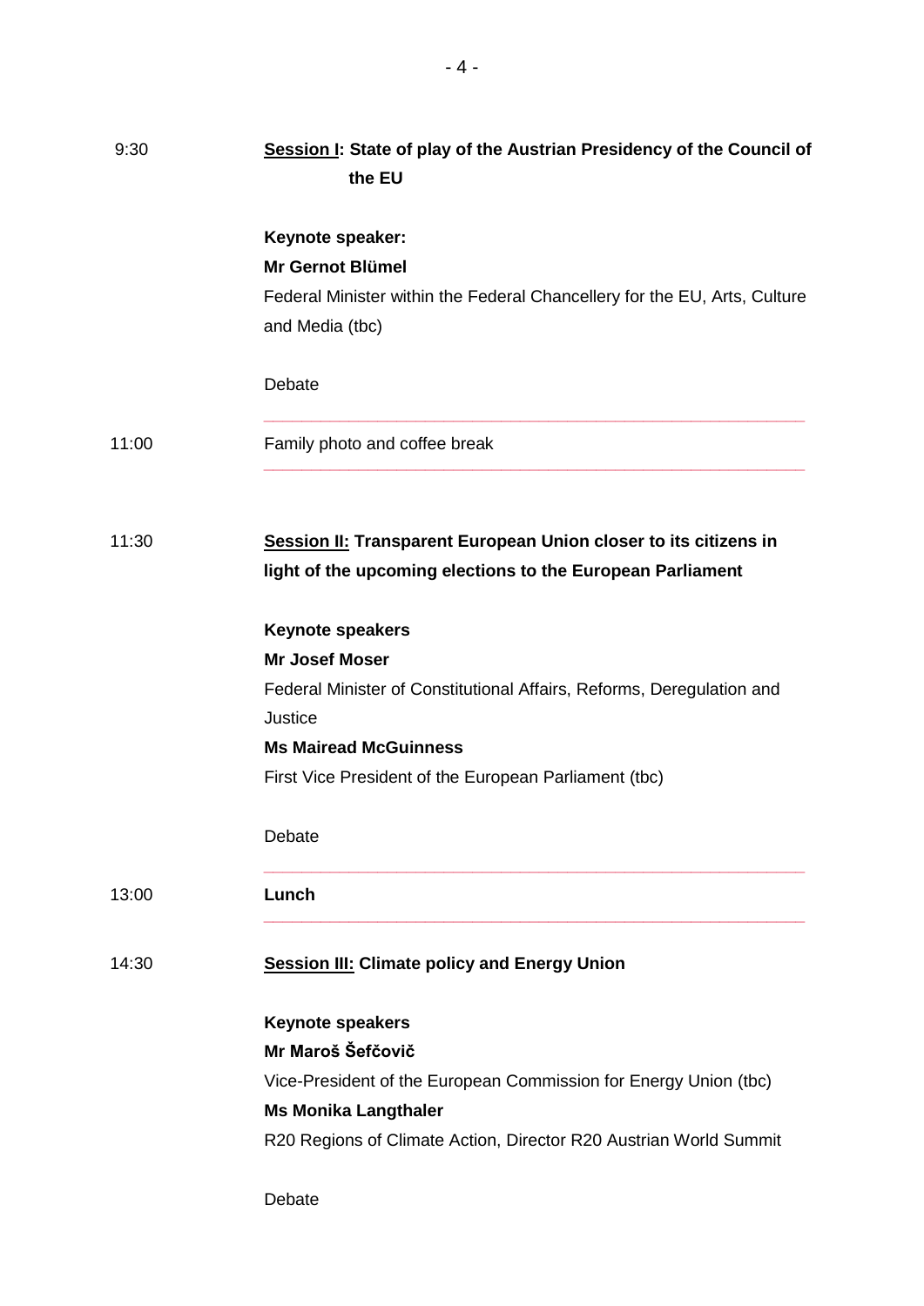| | |
|---|---|
| 9:30 | **<u>Session I</u>: State of play of the Austrian Presidency of the Council of the EU**<br><br>**Keynote speaker:**<br>**Mr Gernot Blümel**<br>Federal Minister within the Federal Chancellery for the EU, Arts, Culture and Media (tbc)<br><br>Debate |
| 11:00 | Family photo and coffee break |
| 11:30 | **<u>Session II:</u> Transparent European Union closer to its citizens in light of the upcoming elections to the European Parliament**<br><br>**Keynote speakers**<br>**Mr Josef Moser**<br>Federal Minister of Constitutional Affairs, Reforms, Deregulation and Justice<br>**Ms Mairead McGuinness**<br>First Vice President of the European Parliament (tbc)<br><br>Debate |
| 13:00 | **Lunch** |
| 14:30 | **<u>Session III:</u> Climate policy and Energy Union**<br><br>**Keynote speakers**<br>**Mr Maroš Šefčovič**<br>Vice-President of the European Commission for Energy Union (tbc)<br>**Ms Monika Langthaler**<br>R20 Regions of Climate Action, Director R20 Austrian World Summit<br><br>Debate |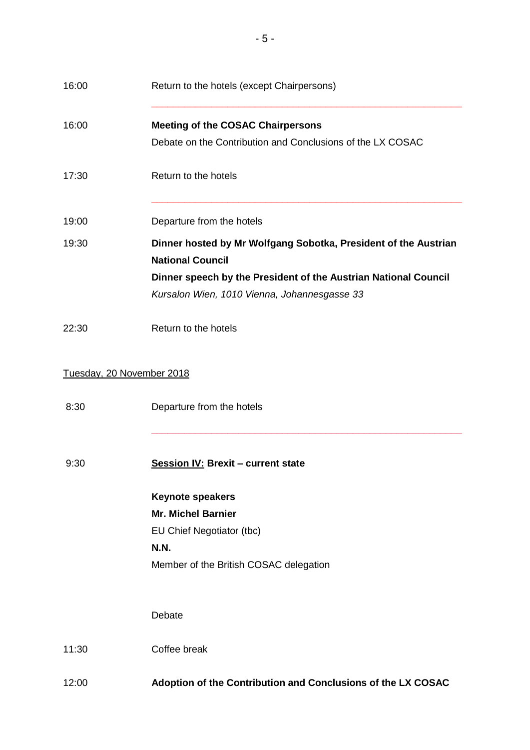16:00 Return to the hotels (except Chairpersons)

---

16:00 **Meeting of the COSAC Chairpersons**

Debate on the Contribution and Conclusions of the LX COSAC

17:30 Return to the hotels

---

19:00 Departure from the hotels

19:30 **Dinner hosted by Mr Wolfgang Sobotka, President of the Austrian National Council**

**Dinner speech by the President of the Austrian National Council**

*Kursalon Wien, 1010 Vienna, Johannesgasse 33*

22:30 Return to the hotels

Tuesday, 20 November 2018

8:30 Departure from the hotels

---

9:30 **Session IV: Brexit – current state**

**Keynote speakers**

**Mr. Michel Barnier**

EU Chief Negotiator (tbc)

**N.N.**

Member of the British COSAC delegation

Debate

11:30 Coffee break

12:00 **Adoption of the Contribution and Conclusions of the LX COSAC**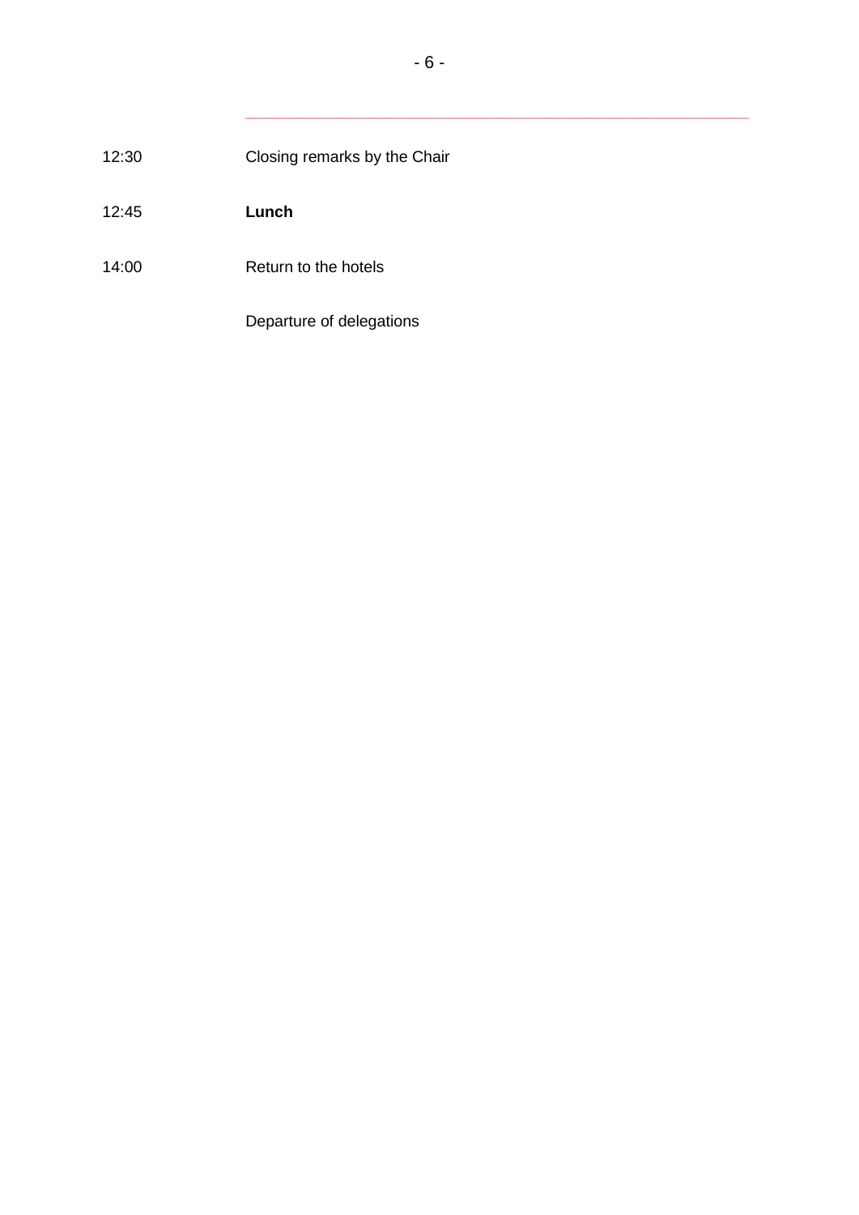| | |
|---|---|
| 12:30 | Closing remarks by the Chair |
| 12:45 | **Lunch** |
| 14:00 | Return to the hotels |
| | Departure of delegations |